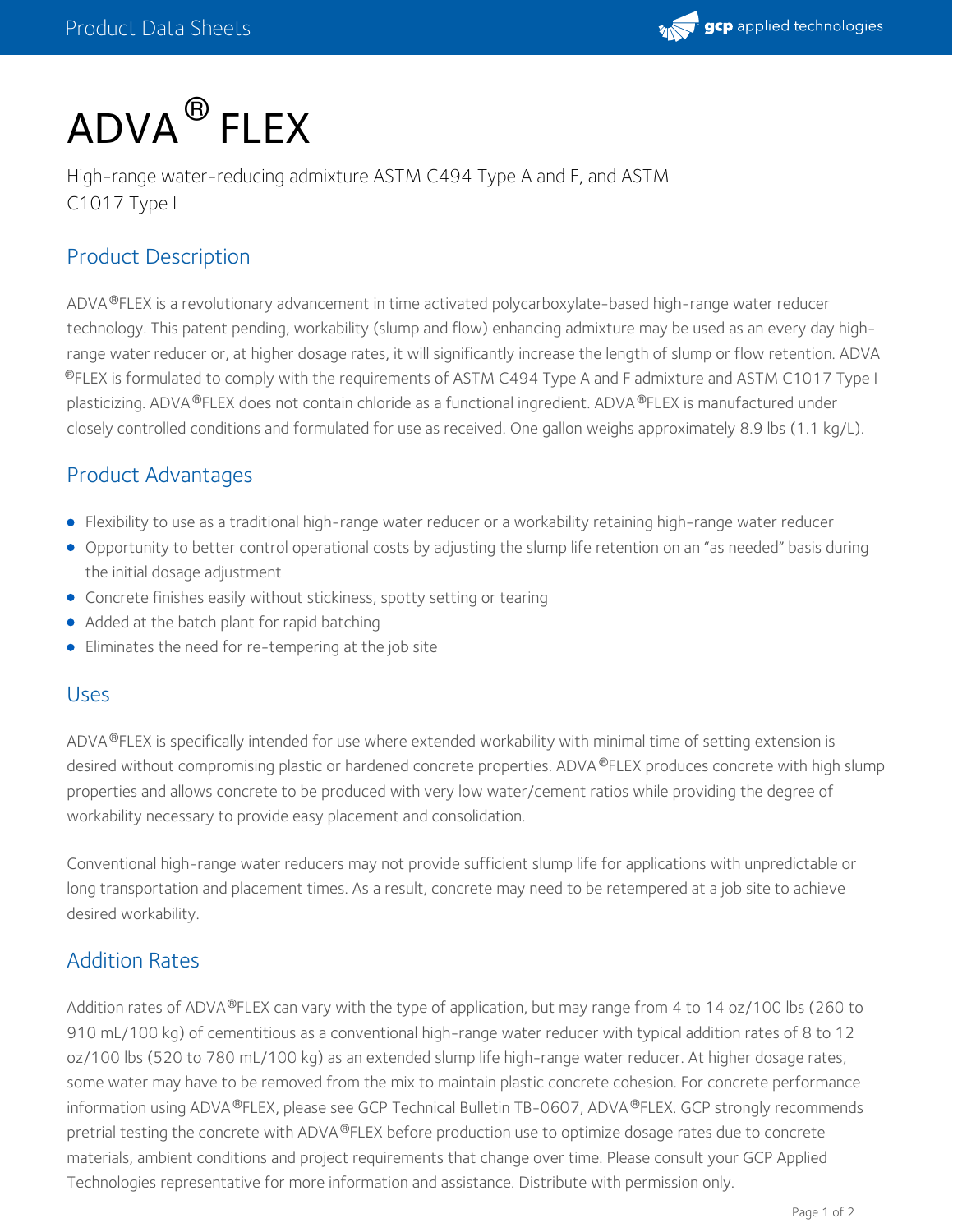# ADVA® FLEX

High-range water-reducing admixture ASTM C494 Type A and F, and ASTM C1017 Type I

## Product Description

ADVA®FLEX is a revolutionary advancement in time activated polycarboxylate-based high-range water reducer technology. This patent pending, workability (slump and flow) enhancing admixture may be used as an every day high-range water reducer or, at higher dosage rates, it will significantly increase the length of slump or flow retention. ADVA®FLEX is formulated to comply with the requirements of ASTM C494 Type A and F admixture and ASTM C1017 Type I plasticizing. ADVA®FLEX does not contain chloride as a functional ingredient. ADVA®FLEX is manufactured under closely controlled conditions and formulated for use as received. One gallon weighs approximately 8.9 lbs (1.1 kg/L).

## Product Advantages

- Flexibility to use as a traditional high-range water reducer or a workability retaining high-range water reducer
- Opportunity to better control operational costs by adjusting the slump life retention on an "as needed" basis during the initial dosage adjustment
- Concrete finishes easily without stickiness, spotty setting or tearing
- Added at the batch plant for rapid batching
- Eliminates the need for re-tempering at the job site

## Uses

ADVA®FLEX is specifically intended for use where extended workability with minimal time of setting extension is desired without compromising plastic or hardened concrete properties. ADVA®FLEX produces concrete with high slump properties and allows concrete to be produced with very low water/cement ratios while providing the degree of workability necessary to provide easy placement and consolidation.

Conventional high-range water reducers may not provide sufficient slump life for applications with unpredictable or long transportation and placement times. As a result, concrete may need to be retempered at a job site to achieve desired workability.

## Addition Rates

Addition rates of ADVA®FLEX can vary with the type of application, but may range from 4 to 14 oz/100 lbs (260 to 910 mL/100 kg) of cementitious as a conventional high-range water reducer with typical addition rates of 8 to 12 oz/100 lbs (520 to 780 mL/100 kg) as an extended slump life high-range water reducer. At higher dosage rates, some water may have to be removed from the mix to maintain plastic concrete cohesion. For concrete performance information using ADVA®FLEX, please see GCP Technical Bulletin TB-0607, ADVA®FLEX. GCP strongly recommends pretrial testing the concrete with ADVA®FLEX before production use to optimize dosage rates due to concrete materials, ambient conditions and project requirements that change over time. Please consult your GCP Applied Technologies representative for more information and assistance. Distribute with permission only.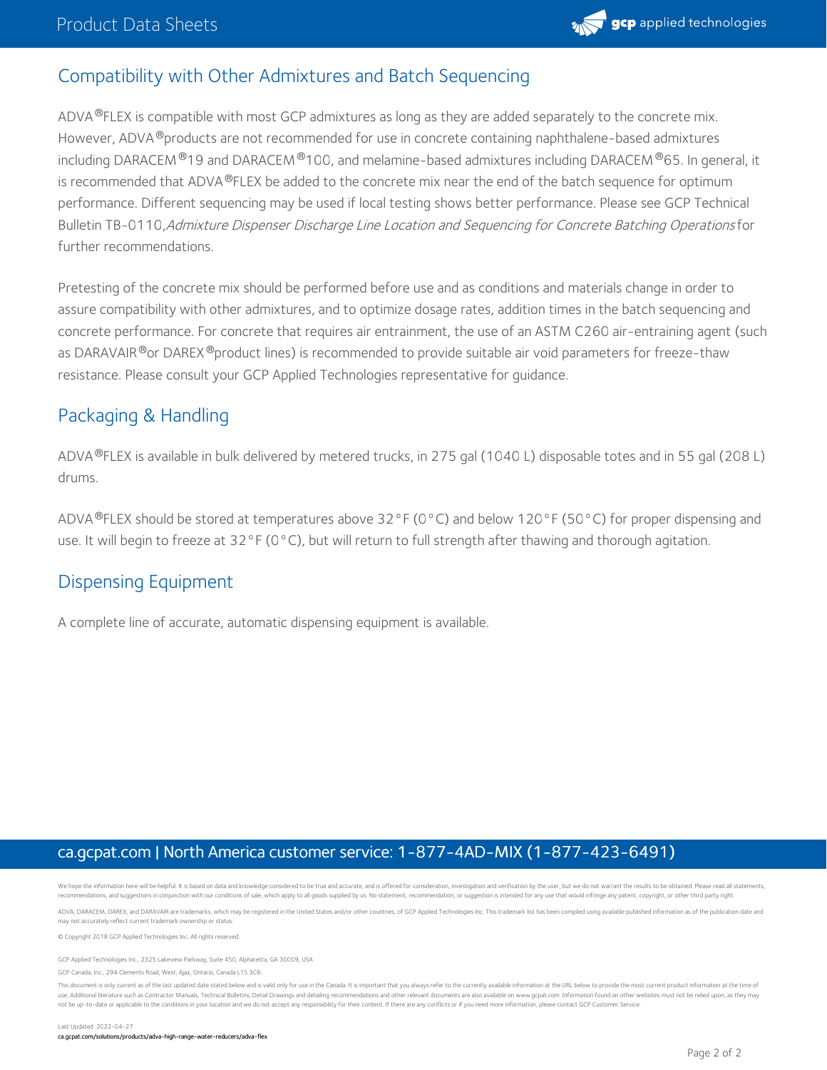## Compatibility with Other Admixtures and Batch Sequencing

ADVA®FLEX is compatible with most GCP admixtures as long as they are added separately to the concrete mix. However, ADVA®products are not recommended for use in concrete containing naphthalene-based admixtures including DARACEM®19 and DARACEM®100, and melamine-based admixtures including DARACEM®65. In general, it is recommended that ADVA®FLEX be added to the concrete mix near the end of the batch sequence for optimum performance. Different sequencing may be used if local testing shows better performance. Please see GCP Technical Bulletin TB-0110, *Admixture Dispenser Discharge Line Location and Sequencing for Concrete Batching Operations* for further recommendations.

Pretesting of the concrete mix should be performed before use and as conditions and materials change in order to assure compatibility with other admixtures, and to optimize dosage rates, addition times in the batch sequencing and concrete performance. For concrete that requires air entrainment, the use of an ASTM C260 air-entraining agent (such as DARAVAIR®or DAREX®product lines) is recommended to provide suitable air void parameters for freeze-thaw resistance. Please consult your GCP Applied Technologies representative for guidance.

## Packaging & Handling

ADVA®FLEX is available in bulk delivered by metered trucks, in 275 gal (1040 L) disposable totes and in 55 gal (208 L) drums.

ADVA®FLEX should be stored at temperatures above 32°F (0°C) and below 120°F (50°C) for proper dispensing and use. It will begin to freeze at 32°F (0°C), but will return to full strength after thawing and thorough agitation.

## Dispensing Equipment

A complete line of accurate, automatic dispensing equipment is available.

**ca.gcpat.com | North America customer service: 1-877-4AD-MIX (1-877-423-6491)**

We hope the information here will be helpful. It is based on data and knowledge considered to be true and accurate, and is offered for consideration, investigation and verification by the user, but we do not warrant the results to be obtained. Please read all statements, recommendations, and suggestions in conjunction with our conditions of sale, which apply to all goods supplied by us. No statement, recommendation, or suggestion is intended for any use that would infringe any patent, copyright, or other third party right.

ADVA, DARACEM, DAREX, and DARAVAIR are trademarks, which may be registered in the United States and/or other countries, of GCP Applied Technologies Inc. This trademark list has been compiled using available published information as of the publication date and may not accurately reflect current trademark ownership or status.

© Copyright 2018 GCP Applied Technologies Inc. All rights reserved.

GCP Applied Technologies Inc., 2325 Lakeview Parkway, Suite 450, Alpharetta, GA 30009, USA

GCP Canada, Inc., 294 Clements Road, West, Ajax, Ontario, Canada L1S 3C6.

This document is only current as of the last updated date stated below and is valid only for use in the Canada. It is important that you always refer to the currently available information at the URL below to provide the most current product information at the time of use. Additional literature such as Contractor Manuals, Technical Bulletins, Detail Drawings and detailing recommendations and other relevant documents are also available on www.gcpat.com. Information found on other websites must not be relied upon, as they may not be up-to-date or applicable to the conditions in your location and we do not accept any responsibility for their content. If there are any conflicts or if you need more information, please contact GCP Customer Service.

Last Updated: 2022-04-27

ca.gcpat.com/solutions/products/adva-high-range-water-reducers/adva-flex